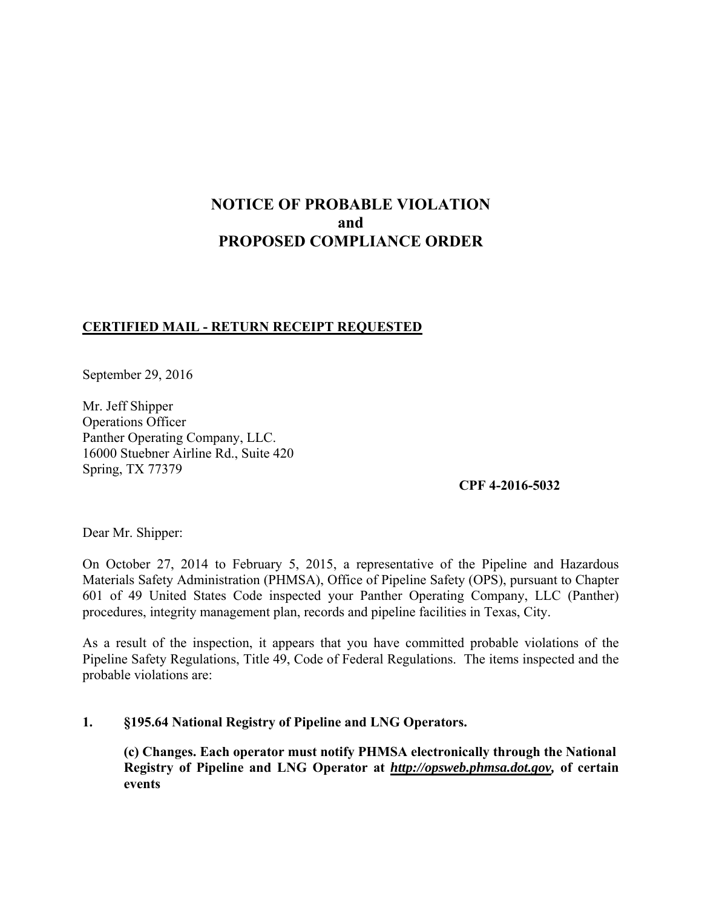# NOTICE OF PROBABLE VIOLATION
# and
# PROPOSED COMPLIANCE ORDER

**CERTIFIED MAIL - RETURN RECEIPT REQUESTED**

September 29, 2016

Mr. Jeff Shipper
Operations Officer
Panther Operating Company, LLC.
16000 Stuebner Airline Rd., Suite 420
Spring, TX 77379

**CPF 4-2016-5032**

Dear Mr. Shipper:

On October 27, 2014 to February 5, 2015, a representative of the Pipeline and Hazardous Materials Safety Administration (PHMSA), Office of Pipeline Safety (OPS), pursuant to Chapter 601 of 49 United States Code inspected your Panther Operating Company, LLC (Panther) procedures, integrity management plan, records and pipeline facilities in Texas, City.

As a result of the inspection, it appears that you have committed probable violations of the Pipeline Safety Regulations, Title 49, Code of Federal Regulations. The items inspected and the probable violations are:

**1. §195.64 National Registry of Pipeline and LNG Operators.**

**(c) Changes. Each operator must notify PHMSA electronically through the National Registry of Pipeline and LNG Operator at *http://opsweb.phmsa.dot.gov*, of certain events**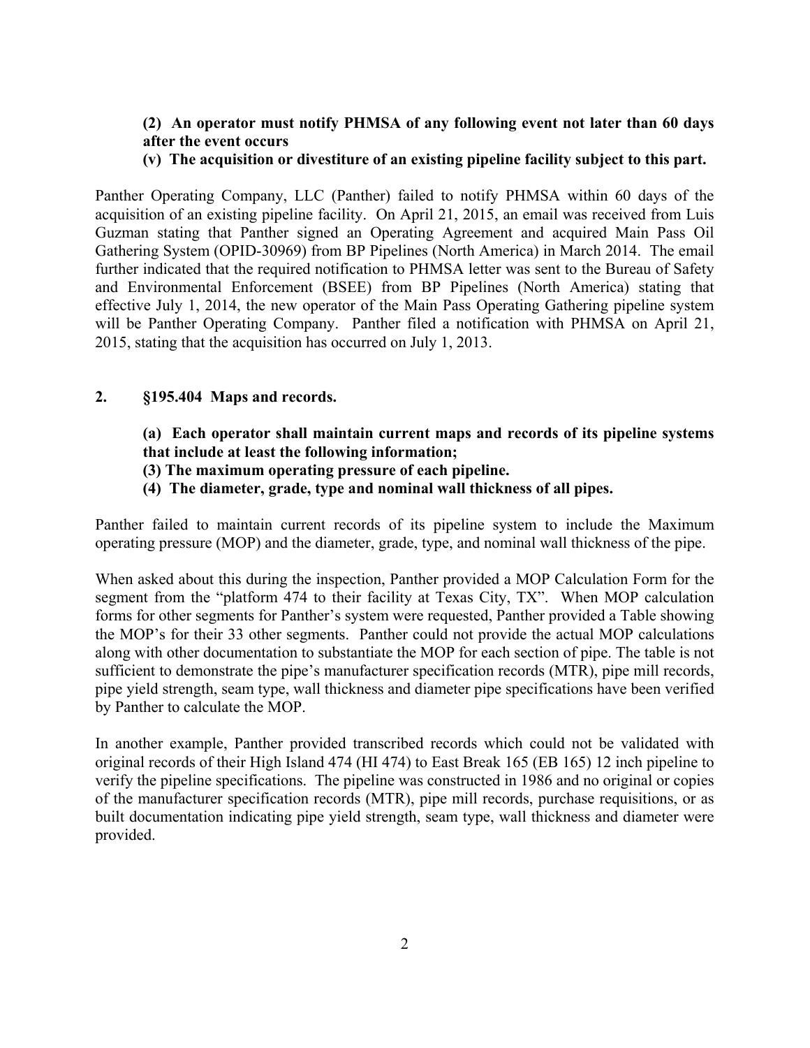**(2) An operator must notify PHMSA of any following event not later than 60 days after the event occurs**

**(v) The acquisition or divestiture of an existing pipeline facility subject to this part.**

Panther Operating Company, LLC (Panther) failed to notify PHMSA within 60 days of the acquisition of an existing pipeline facility. On April 21, 2015, an email was received from Luis Guzman stating that Panther signed an Operating Agreement and acquired Main Pass Oil Gathering System (OPID-30969) from BP Pipelines (North America) in March 2014. The email further indicated that the required notification to PHMSA letter was sent to the Bureau of Safety and Environmental Enforcement (BSEE) from BP Pipelines (North America) stating that effective July 1, 2014, the new operator of the Main Pass Operating Gathering pipeline system will be Panther Operating Company. Panther filed a notification with PHMSA on April 21, 2015, stating that the acquisition has occurred on July 1, 2013.

## 2. §195.404 Maps and records.

**(a) Each operator shall maintain current maps and records of its pipeline systems that include at least the following information;**

**(3) The maximum operating pressure of each pipeline.**

**(4) The diameter, grade, type and nominal wall thickness of all pipes.**

Panther failed to maintain current records of its pipeline system to include the Maximum operating pressure (MOP) and the diameter, grade, type, and nominal wall thickness of the pipe.

When asked about this during the inspection, Panther provided a MOP Calculation Form for the segment from the "platform 474 to their facility at Texas City, TX". When MOP calculation forms for other segments for Panther's system were requested, Panther provided a Table showing the MOP's for their 33 other segments. Panther could not provide the actual MOP calculations along with other documentation to substantiate the MOP for each section of pipe. The table is not sufficient to demonstrate the pipe's manufacturer specification records (MTR), pipe mill records, pipe yield strength, seam type, wall thickness and diameter pipe specifications have been verified by Panther to calculate the MOP.

In another example, Panther provided transcribed records which could not be validated with original records of their High Island 474 (HI 474) to East Break 165 (EB 165) 12 inch pipeline to verify the pipeline specifications. The pipeline was constructed in 1986 and no original or copies of the manufacturer specification records (MTR), pipe mill records, purchase requisitions, or as built documentation indicating pipe yield strength, seam type, wall thickness and diameter were provided.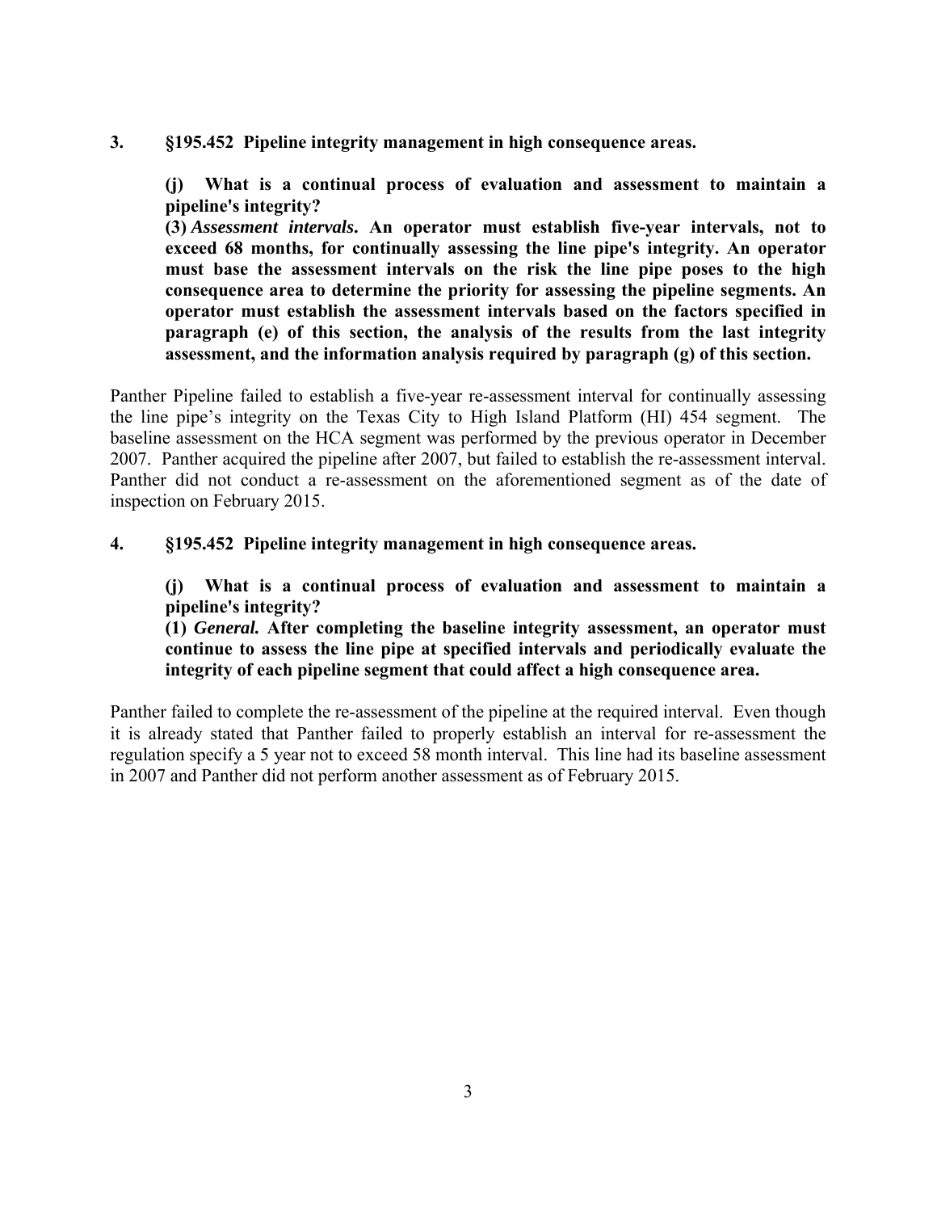**3. §195.452 Pipeline integrity management in high consequence areas.**

**(j) What is a continual process of evaluation and assessment to maintain a pipeline's integrity?**
**(3)** ***Assessment intervals.*** **An operator must establish five-year intervals, not to exceed 68 months, for continually assessing the line pipe's integrity. An operator must base the assessment intervals on the risk the line pipe poses to the high consequence area to determine the priority for assessing the pipeline segments. An operator must establish the assessment intervals based on the factors specified in paragraph (e) of this section, the analysis of the results from the last integrity assessment, and the information analysis required by paragraph (g) of this section.**

Panther Pipeline failed to establish a five-year re-assessment interval for continually assessing the line pipe's integrity on the Texas City to High Island Platform (HI) 454 segment. The baseline assessment on the HCA segment was performed by the previous operator in December 2007. Panther acquired the pipeline after 2007, but failed to establish the re-assessment interval. Panther did not conduct a re-assessment on the aforementioned segment as of the date of inspection on February 2015.

**4. §195.452 Pipeline integrity management in high consequence areas.**

**(j) What is a continual process of evaluation and assessment to maintain a pipeline's integrity?**
**(1)** ***General.*** **After completing the baseline integrity assessment, an operator must continue to assess the line pipe at specified intervals and periodically evaluate the integrity of each pipeline segment that could affect a high consequence area.**

Panther failed to complete the re-assessment of the pipeline at the required interval. Even though it is already stated that Panther failed to properly establish an interval for re-assessment the regulation specify a 5 year not to exceed 58 month interval. This line had its baseline assessment in 2007 and Panther did not perform another assessment as of February 2015.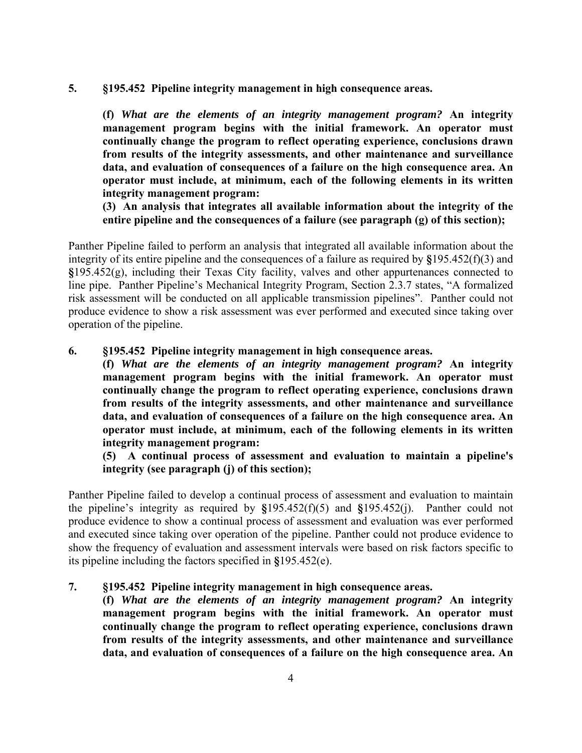**5. §195.452 Pipeline integrity management in high consequence areas.**

> **(f)** ***What are the elements of an integrity management program?*** **An integrity management program begins with the initial framework. An operator must continually change the program to reflect operating experience, conclusions drawn from results of the integrity assessments, and other maintenance and surveillance data, and evaluation of consequences of a failure on the high consequence area. An operator must include, at minimum, each of the following elements in its written integrity management program:**
>
> **(3) An analysis that integrates all available information about the integrity of the entire pipeline and the consequences of a failure (see paragraph (g) of this section);**

Panther Pipeline failed to perform an analysis that integrated all available information about the integrity of its entire pipeline and the consequences of a failure as required by §195.452(f)(3) and §195.452(g), including their Texas City facility, valves and other appurtenances connected to line pipe. Panther Pipeline's Mechanical Integrity Program, Section 2.3.7 states, "A formalized risk assessment will be conducted on all applicable transmission pipelines". Panther could not produce evidence to show a risk assessment was ever performed and executed since taking over operation of the pipeline.

**6. §195.452 Pipeline integrity management in high consequence areas.**

> **(f)** ***What are the elements of an integrity management program?*** **An integrity management program begins with the initial framework. An operator must continually change the program to reflect operating experience, conclusions drawn from results of the integrity assessments, and other maintenance and surveillance data, and evaluation of consequences of a failure on the high consequence area. An operator must include, at minimum, each of the following elements in its written integrity management program:**
>
> **(5) A continual process of assessment and evaluation to maintain a pipeline's integrity (see paragraph (j) of this section);**

Panther Pipeline failed to develop a continual process of assessment and evaluation to maintain the pipeline's integrity as required by §195.452(f)(5) and §195.452(j). Panther could not produce evidence to show a continual process of assessment and evaluation was ever performed and executed since taking over operation of the pipeline. Panther could not produce evidence to show the frequency of evaluation and assessment intervals were based on risk factors specific to its pipeline including the factors specified in §195.452(e).

**7. §195.452 Pipeline integrity management in high consequence areas.**

> **(f)** ***What are the elements of an integrity management program?*** **An integrity management program begins with the initial framework. An operator must continually change the program to reflect operating experience, conclusions drawn from results of the integrity assessments, and other maintenance and surveillance data, and evaluation of consequences of a failure on the high consequence area. An**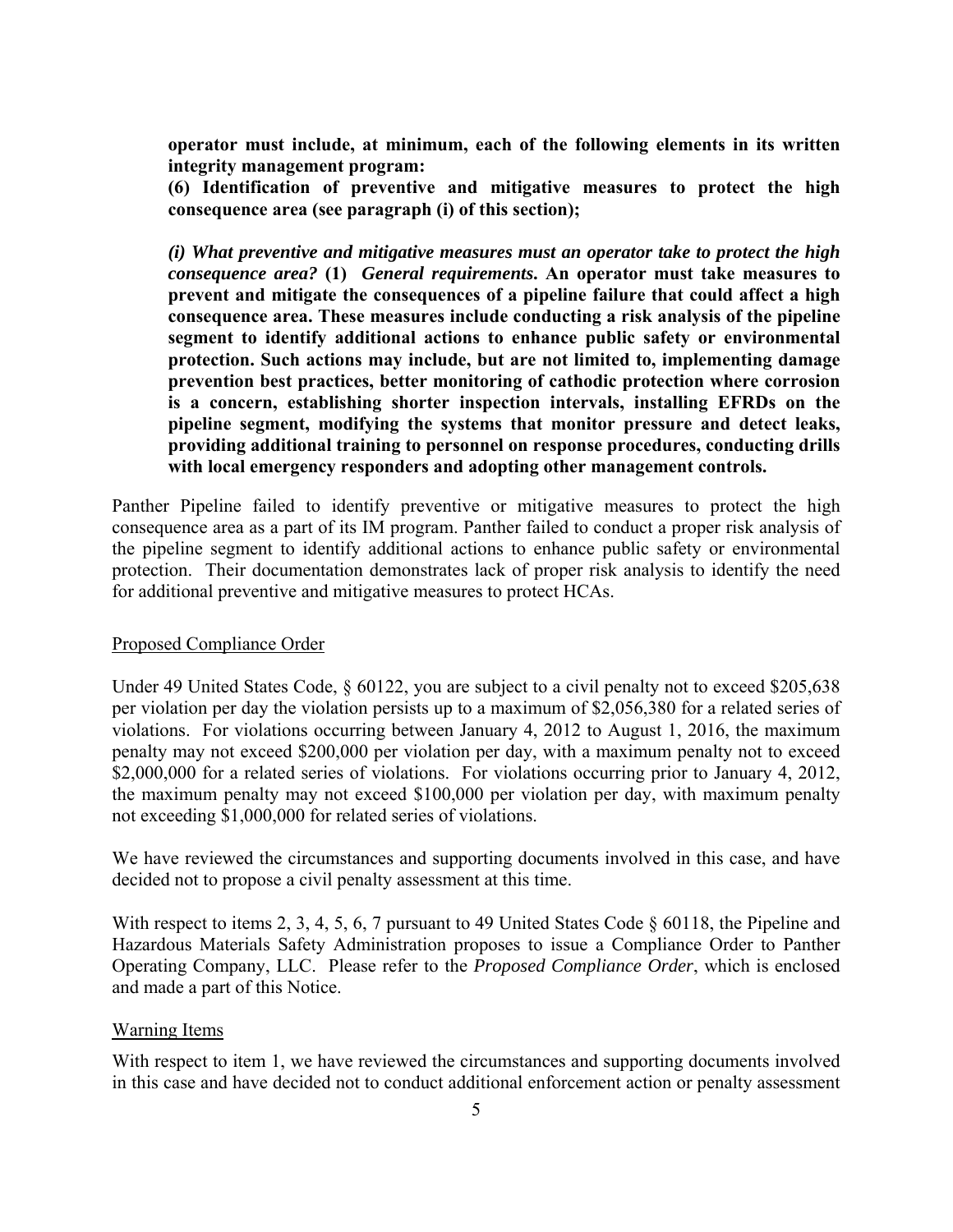**operator must include, at minimum, each of the following elements in its written integrity management program:**

**(6) Identification of preventive and mitigative measures to protect the high consequence area (see paragraph (i) of this section);**

***(i) What preventive and mitigative measures must an operator take to protect the high consequence area?*** **(1)** ***General requirements.*** **An operator must take measures to prevent and mitigate the consequences of a pipeline failure that could affect a high consequence area. These measures include conducting a risk analysis of the pipeline segment to identify additional actions to enhance public safety or environmental protection. Such actions may include, but are not limited to, implementing damage prevention best practices, better monitoring of cathodic protection where corrosion is a concern, establishing shorter inspection intervals, installing EFRDs on the pipeline segment, modifying the systems that monitor pressure and detect leaks, providing additional training to personnel on response procedures, conducting drills with local emergency responders and adopting other management controls.**

Panther Pipeline failed to identify preventive or mitigative measures to protect the high consequence area as a part of its IM program. Panther failed to conduct a proper risk analysis of the pipeline segment to identify additional actions to enhance public safety or environmental protection. Their documentation demonstrates lack of proper risk analysis to identify the need for additional preventive and mitigative measures to protect HCAs.

Proposed Compliance Order

Under 49 United States Code, § 60122, you are subject to a civil penalty not to exceed $205,638 per violation per day the violation persists up to a maximum of $2,056,380 for a related series of violations. For violations occurring between January 4, 2012 to August 1, 2016, the maximum penalty may not exceed $200,000 per violation per day, with a maximum penalty not to exceed $2,000,000 for a related series of violations. For violations occurring prior to January 4, 2012, the maximum penalty may not exceed $100,000 per violation per day, with maximum penalty not exceeding $1,000,000 for related series of violations.

We have reviewed the circumstances and supporting documents involved in this case, and have decided not to propose a civil penalty assessment at this time.

With respect to items 2, 3, 4, 5, 6, 7 pursuant to 49 United States Code § 60118, the Pipeline and Hazardous Materials Safety Administration proposes to issue a Compliance Order to Panther Operating Company, LLC. Please refer to the *Proposed Compliance Order*, which is enclosed and made a part of this Notice.

Warning Items

With respect to item 1, we have reviewed the circumstances and supporting documents involved in this case and have decided not to conduct additional enforcement action or penalty assessment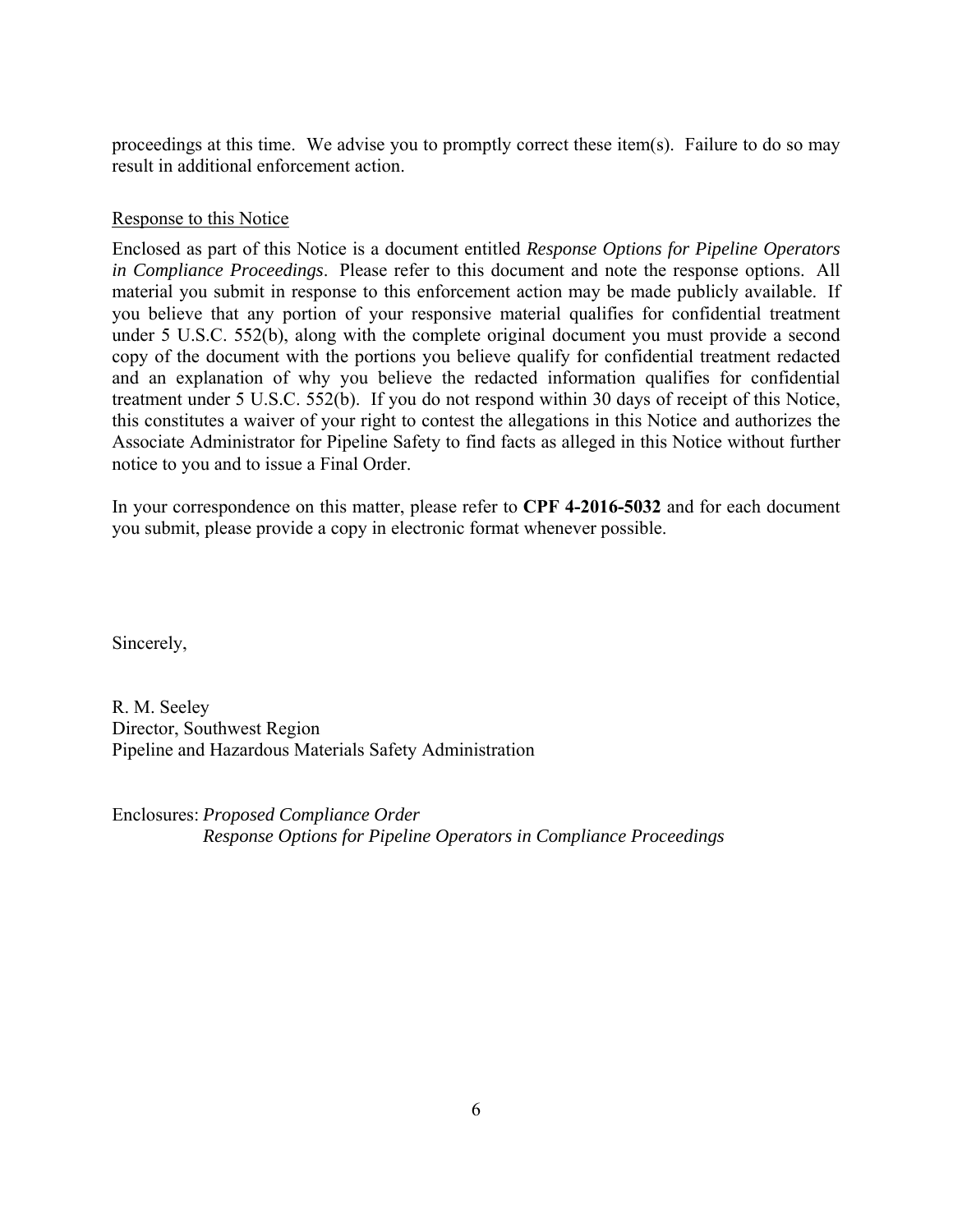proceedings at this time. We advise you to promptly correct these item(s). Failure to do so may result in additional enforcement action.

Response to this Notice

Enclosed as part of this Notice is a document entitled *Response Options for Pipeline Operators in Compliance Proceedings*. Please refer to this document and note the response options. All material you submit in response to this enforcement action may be made publicly available. If you believe that any portion of your responsive material qualifies for confidential treatment under 5 U.S.C. 552(b), along with the complete original document you must provide a second copy of the document with the portions you believe qualify for confidential treatment redacted and an explanation of why you believe the redacted information qualifies for confidential treatment under 5 U.S.C. 552(b). If you do not respond within 30 days of receipt of this Notice, this constitutes a waiver of your right to contest the allegations in this Notice and authorizes the Associate Administrator for Pipeline Safety to find facts as alleged in this Notice without further notice to you and to issue a Final Order.

In your correspondence on this matter, please refer to **CPF 4-2016-5032** and for each document you submit, please provide a copy in electronic format whenever possible.

Sincerely,

R. M. Seeley
Director, Southwest Region
Pipeline and Hazardous Materials Safety Administration

Enclosures: *Proposed Compliance Order*
*Response Options for Pipeline Operators in Compliance Proceedings*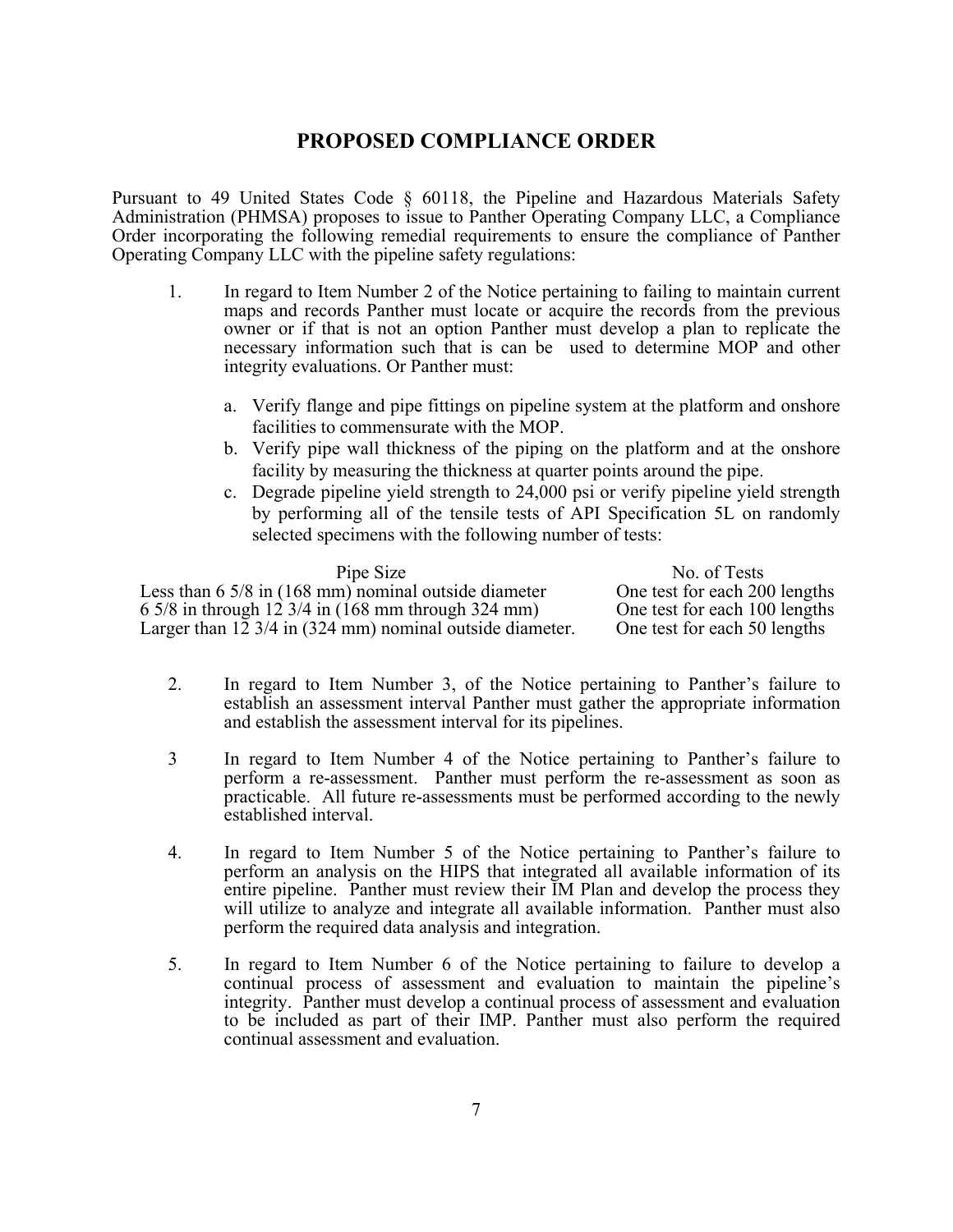## PROPOSED COMPLIANCE ORDER

Pursuant to 49 United States Code § 60118, the Pipeline and Hazardous Materials Safety Administration (PHMSA) proposes to issue to Panther Operating Company LLC, a Compliance Order incorporating the following remedial requirements to ensure the compliance of Panther Operating Company LLC with the pipeline safety regulations:

1. In regard to Item Number 2 of the Notice pertaining to failing to maintain current maps and records Panther must locate or acquire the records from the previous owner or if that is not an option Panther must develop a plan to replicate the necessary information such that is can be used to determine MOP and other integrity evaluations. Or Panther must:

   a. Verify flange and pipe fittings on pipeline system at the platform and onshore facilities to commensurate with the MOP.
   b. Verify pipe wall thickness of the piping on the platform and at the onshore facility by measuring the thickness at quarter points around the pipe.
   c. Degrade pipeline yield strength to 24,000 psi or verify pipeline yield strength by performing all of the tensile tests of API Specification 5L on randomly selected specimens with the following number of tests:

| Pipe Size | No. of Tests |
|---|---|
| Less than 6 5/8 in (168 mm) nominal outside diameter | One test for each 200 lengths |
| 6 5/8 in through 12 3/4 in (168 mm through 324 mm) | One test for each 100 lengths |
| Larger than 12 3/4 in (324 mm) nominal outside diameter. | One test for each 50 lengths |

2. In regard to Item Number 3, of the Notice pertaining to Panther's failure to establish an assessment interval Panther must gather the appropriate information and establish the assessment interval for its pipelines.

3 In regard to Item Number 4 of the Notice pertaining to Panther's failure to perform a re-assessment. Panther must perform the re-assessment as soon as practicable. All future re-assessments must be performed according to the newly established interval.

4. In regard to Item Number 5 of the Notice pertaining to Panther's failure to perform an analysis on the HIPS that integrated all available information of its entire pipeline. Panther must review their IM Plan and develop the process they will utilize to analyze and integrate all available information. Panther must also perform the required data analysis and integration.

5. In regard to Item Number 6 of the Notice pertaining to failure to develop a continual process of assessment and evaluation to maintain the pipeline's integrity. Panther must develop a continual process of assessment and evaluation to be included as part of their IMP. Panther must also perform the required continual assessment and evaluation.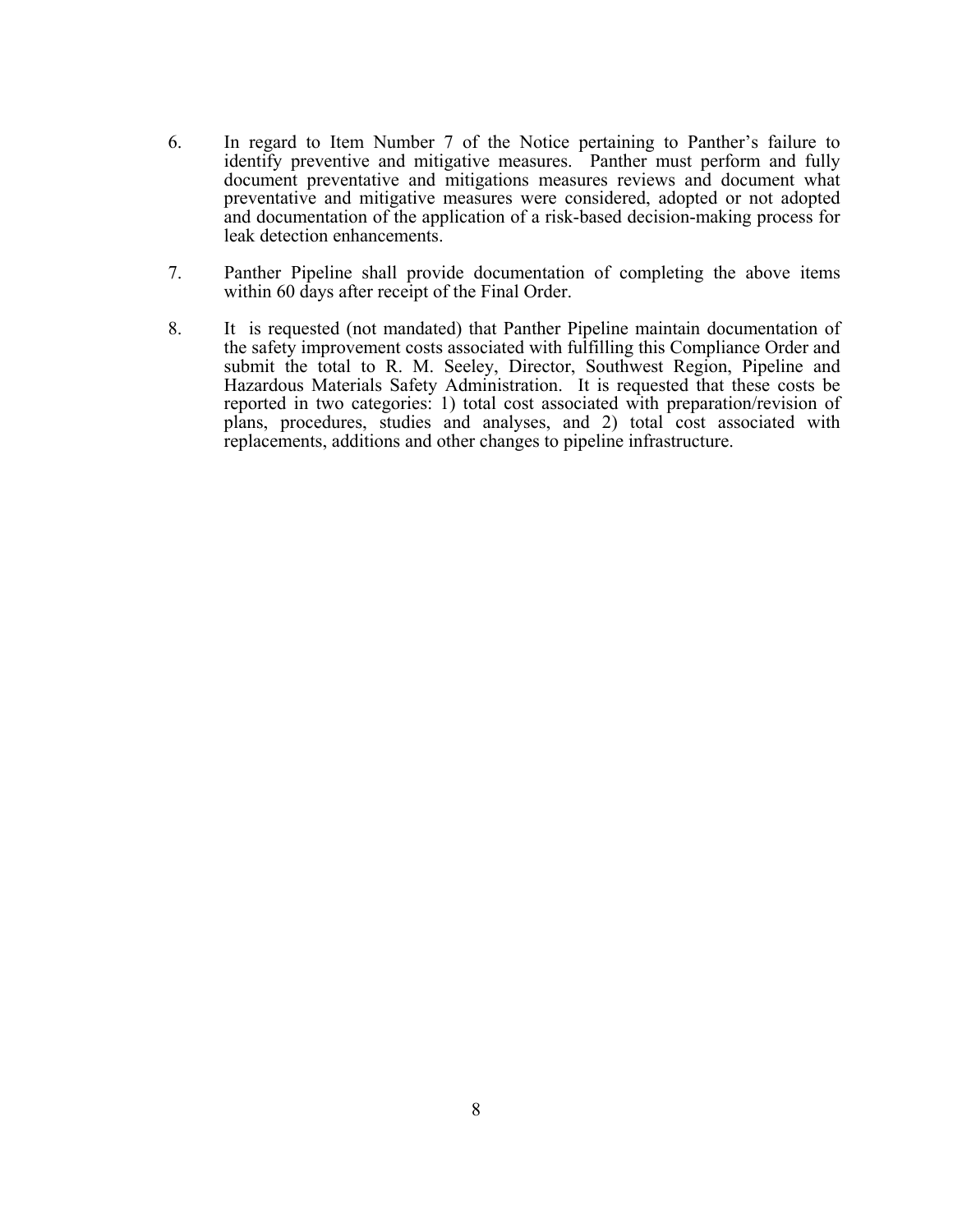6. In regard to Item Number 7 of the Notice pertaining to Panther's failure to identify preventive and mitigative measures. Panther must perform and fully document preventative and mitigations measures reviews and document what preventative and mitigative measures were considered, adopted or not adopted and documentation of the application of a risk-based decision-making process for leak detection enhancements.

7. Panther Pipeline shall provide documentation of completing the above items within 60 days after receipt of the Final Order.

8. It is requested (not mandated) that Panther Pipeline maintain documentation of the safety improvement costs associated with fulfilling this Compliance Order and submit the total to R. M. Seeley, Director, Southwest Region, Pipeline and Hazardous Materials Safety Administration. It is requested that these costs be reported in two categories: 1) total cost associated with preparation/revision of plans, procedures, studies and analyses, and 2) total cost associated with replacements, additions and other changes to pipeline infrastructure.